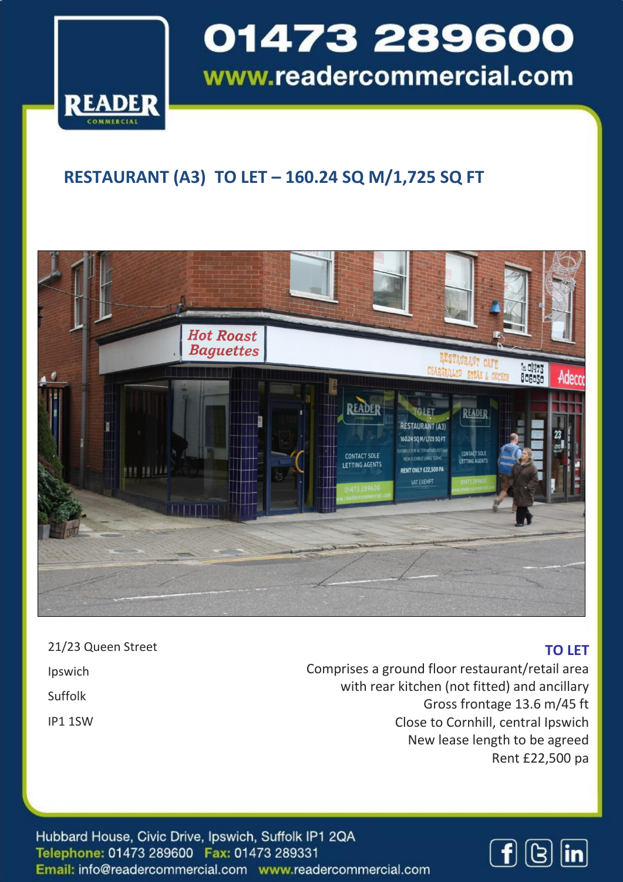# 01473 289600

www.readercommercial.com

READER COMMERCIAL

## RESTAURANT (A3) TO LET – 160.24 SQ M/1,725 SQ FT

21/23 Queen Street

Ipswich

Suffolk

IP1 1SW

**TO LET**

Comprises a ground floor restaurant/retail area with rear kitchen (not fitted) and ancillary

Gross frontage 13.6 m/45 ft

Close to Cornhill, central Ipswich

New lease length to be agreed

Rent £22,500 pa

Hubbard House, Civic Drive, Ipswich, Suffolk IP1 2QA

**Telephone:** 01473 289600 **Fax:** 01473 289331

**Email:** info@readercommercial.com www.readercommercial.com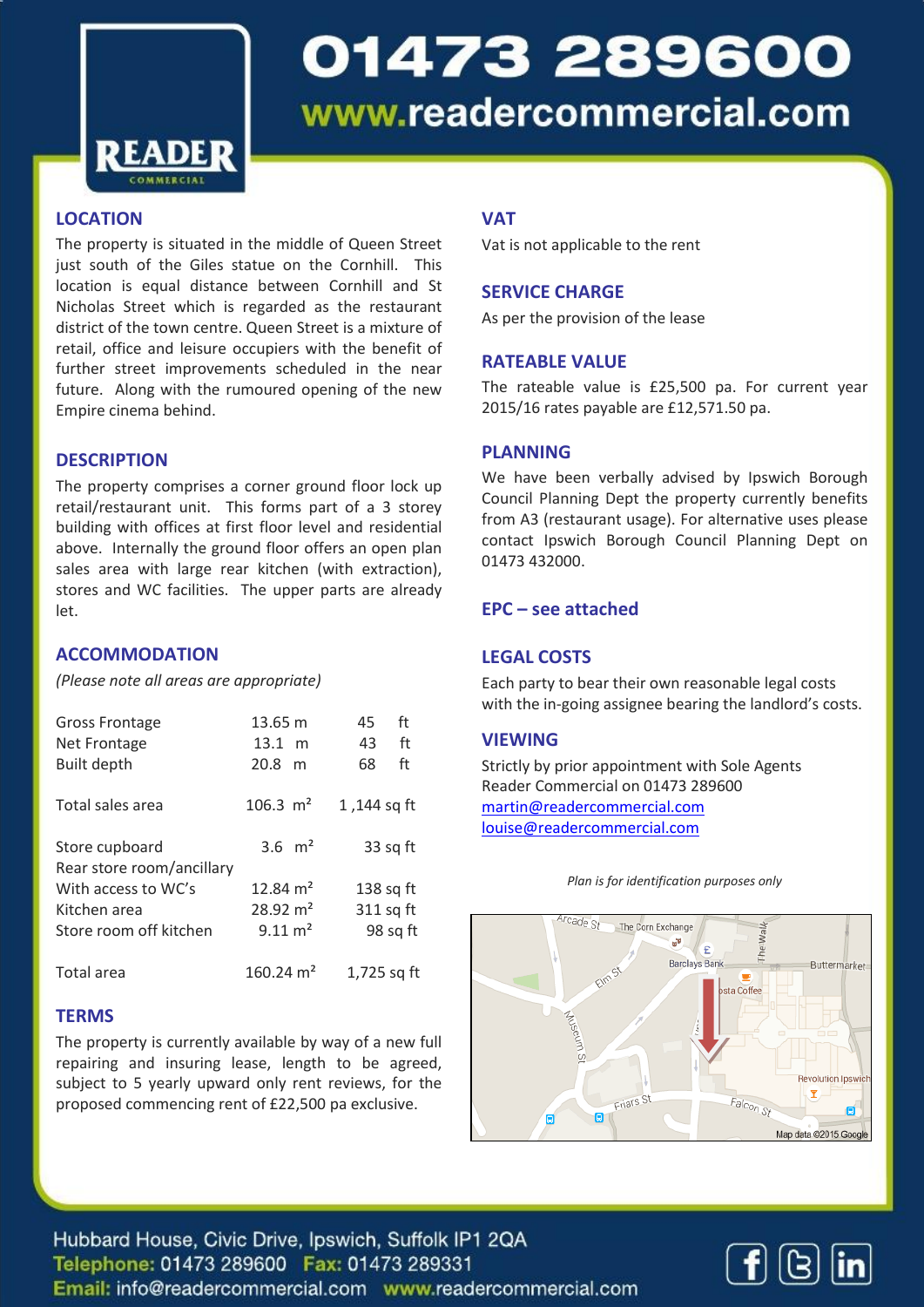# 01473 289600

www.readercommercial.com

READER COMMERCIAL

## LOCATION

The property is situated in the middle of Queen Street just south of the Giles statue on the Cornhill. This location is equal distance between Cornhill and St Nicholas Street which is regarded as the restaurant district of the town centre. Queen Street is a mixture of retail, office and leisure occupiers with the benefit of further street improvements scheduled in the near future. Along with the rumoured opening of the new Empire cinema behind.

## DESCRIPTION

The property comprises a corner ground floor lock up retail/restaurant unit. This forms part of a 3 storey building with offices at first floor level and residential above. Internally the ground floor offers an open plan sales area with large rear kitchen (with extraction), stores and WC facilities. The upper parts are already let.

## ACCOMMODATION

*(Please note all areas are appropriate)*

| | | |
|---|---|---|
| Gross Frontage | 13.65 m | 45 ft |
| Net Frontage | 13.1 m | 43 ft |
| Built depth | 20.8 m | 68 ft |
| Total sales area | 106.3 m² | 1 ,144 sq ft |
| Store cupboard | 3.6 m² | 33 sq ft |
| Rear store room/ancillary With access to WC's | 12.84 m² | 138 sq ft |
| Kitchen area | 28.92 m² | 311 sq ft |
| Store room off kitchen | 9.11 m² | 98 sq ft |
| Total area | 160.24 m² | 1,725 sq ft |

## TERMS

The property is currently available by way of a new full repairing and insuring lease, length to be agreed, subject to 5 yearly upward only rent reviews, for the proposed commencing rent of £22,500 pa exclusive.

## VAT

Vat is not applicable to the rent

## SERVICE CHARGE

As per the provision of the lease

## RATEABLE VALUE

The rateable value is £25,500 pa. For current year 2015/16 rates payable are £12,571.50 pa.

## PLANNING

We have been verbally advised by Ipswich Borough Council Planning Dept the property currently benefits from A3 (restaurant usage). For alternative uses please contact Ipswich Borough Council Planning Dept on 01473 432000.

## EPC – see attached

## LEGAL COSTS

Each party to bear their own reasonable legal costs with the in-going assignee bearing the landlord's costs.

## VIEWING

Strictly by prior appointment with Sole Agents Reader Commercial on 01473 289600
martin@readercommercial.com
louise@readercommercial.com

*Plan is for identification purposes only*

Hubbard House, Civic Drive, Ipswich, Suffolk IP1 2QA
**Telephone:** 01473 289600 **Fax:** 01473 289331
**Email:** info@readercommercial.com www.readercommercial.com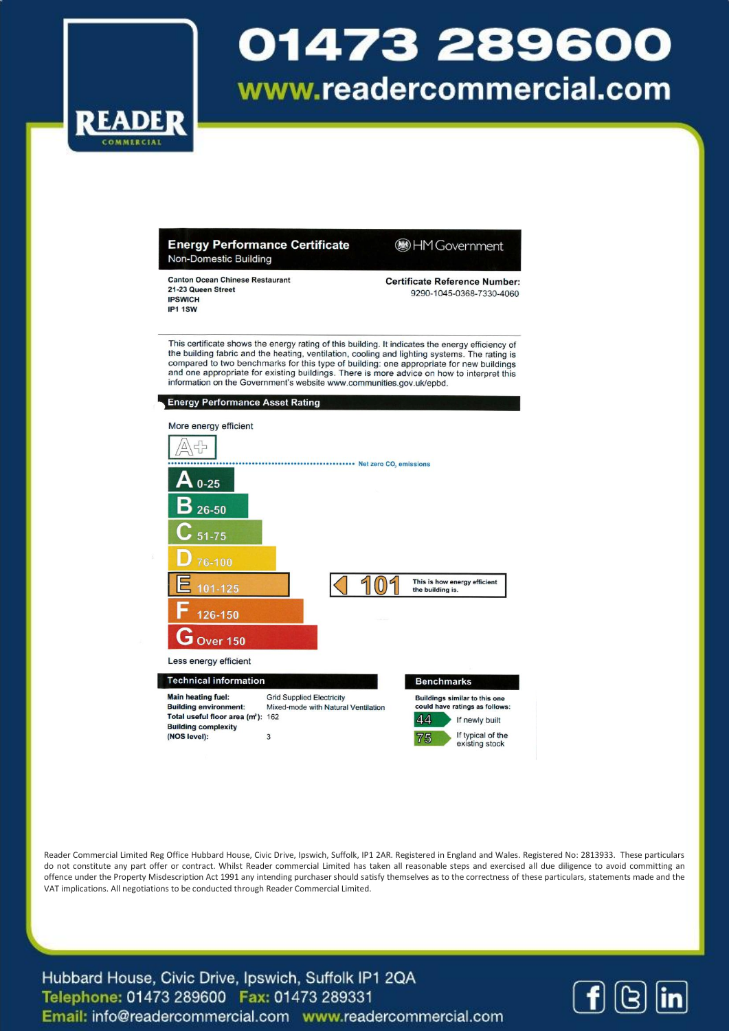# Energy Performance Certificate

Non-Domestic Building

HM Government

Canton Ocean Chinese Restaurant
21-23 Queen Street
IPSWICH
IP1 1SW

**Certificate Reference Number:**
9290-1045-0368-7330-4060

This certificate shows the energy rating of this building. It indicates the energy efficiency of the building fabric and the heating, ventilation, cooling and lighting systems. The rating is compared to two benchmarks for this type of building: one appropriate for new buildings and one appropriate for existing buildings. There is more advice on how to interpret this information on the Government's website www.communities.gov.uk/epbd.

## Energy Performance Asset Rating

More energy efficient

A+

Net zero $CO_2$ emissions

A 0-25

B 26-50

C 51-75

D 76-100

E 101-125

F 126-150

G Over 150

Less energy efficient

101 This is how energy efficient the building is.

## Technical information

**Main heating fuel:** Grid Supplied Electricity

**Building environment:** Mixed-mode with Natural Ventilation

**Total useful floor area ($m^2$):** 162

**Building complexity (NOS level):** 3

## Benchmarks

Buildings similar to this one could have ratings as follows:

44 If newly built

75 If typical of the existing stock

Reader Commercial Limited Reg Office Hubbard House, Civic Drive, Ipswich, Suffolk, IP1 2AR. Registered in England and Wales. Registered No: 2813933. These particulars do not constitute any part offer or contract. Whilst Reader Commercial Limited has taken all reasonable steps and exercised all due diligence to avoid committing an offence under the Property Misdescription Act 1991 any intending purchaser should satisfy themselves as to the correctness of these particulars, statements made and the VAT implications. All negotiations to be conducted through Reader Commercial Limited.